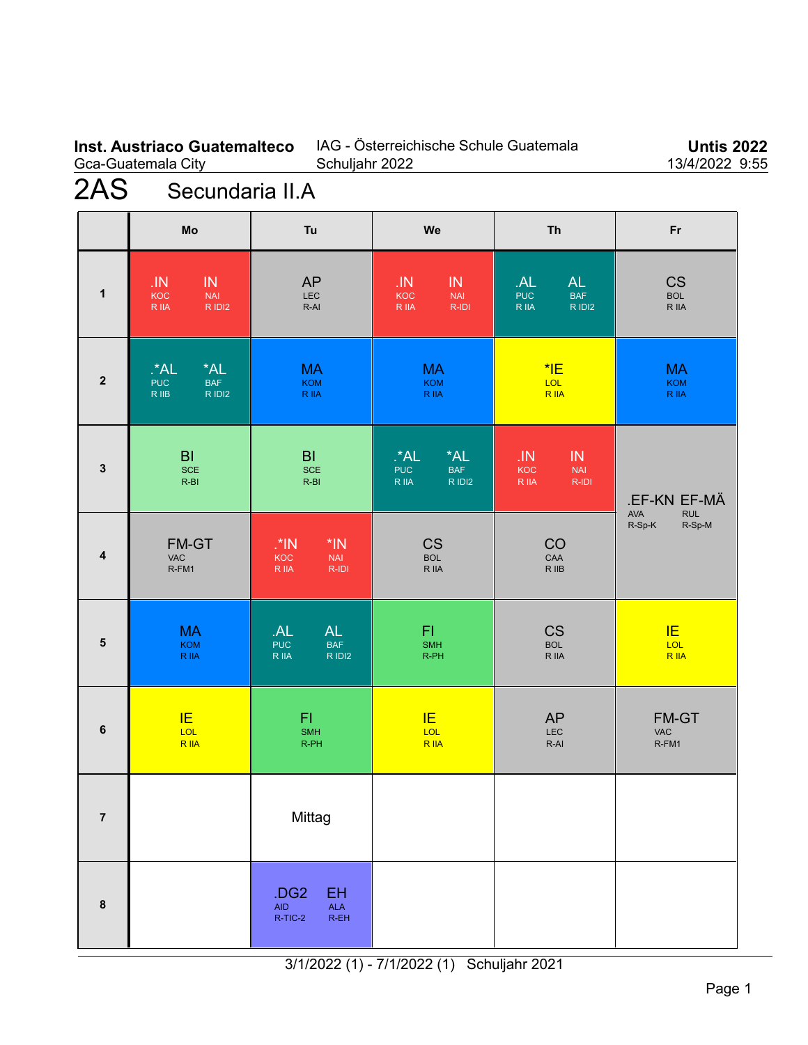**Inst. Austriaco Guatemalteco**
Gca-Guatemala City

IAG - Österreichische Schule Guatemala
Schuljahr 2022

**Untis 2022**
13/4/2022 9:55

# 2AS Secundaria II.A

| | Mo | Tu | We | Th | Fr |
|---|---|---|---|---|---|
| 1 | .IN KOC R IIA / IN NAI R IDI2 | AP LEC R-AI | .IN KOC R IIA / IN NAI R-IDI | .AL PUC R IIA / AL BAF R IDI2 | CS BOL R IIA |
| 2 | .*AL PUC R IIB / *AL BAF R IDI2 | MA KOM R IIA | MA KOM R IIA | *IE LOL R IIA | MA KOM R IIA |
| 3 | BI SCE R-BI | BI SCE R-BI | .*AL PUC R IIA / *AL BAF R IDI2 | .IN KOC R IIA / IN NAI R-IDI | .EF-KN AVA R-Sp-K / EF-MÄ RUL R-Sp-M |
| 4 | FM-GT VAC R-FM1 | .*IN KOC R IIA / *IN NAI R-IDI | CS BOL R IIA | CO CAA R IIB | .EF-KN AVA R-Sp-K / EF-MÄ RUL R-Sp-M |
| 5 | MA KOM R IIA | .AL PUC R IIA / AL BAF R IDI2 | FI SMH R-PH | CS BOL R IIA | IE LOL R IIA |
| 6 | IE LOL R IIA | FI SMH R-PH | IE LOL R IIA | AP LEC R-AI | FM-GT VAC R-FM1 |
| 7 | | Mittag | | | |
| 8 | | .DG2 AID R-TIC-2 / EH ALA R-EH | | | |

3/1/2022 (1) - 7/1/2022 (1) Schuljahr 2021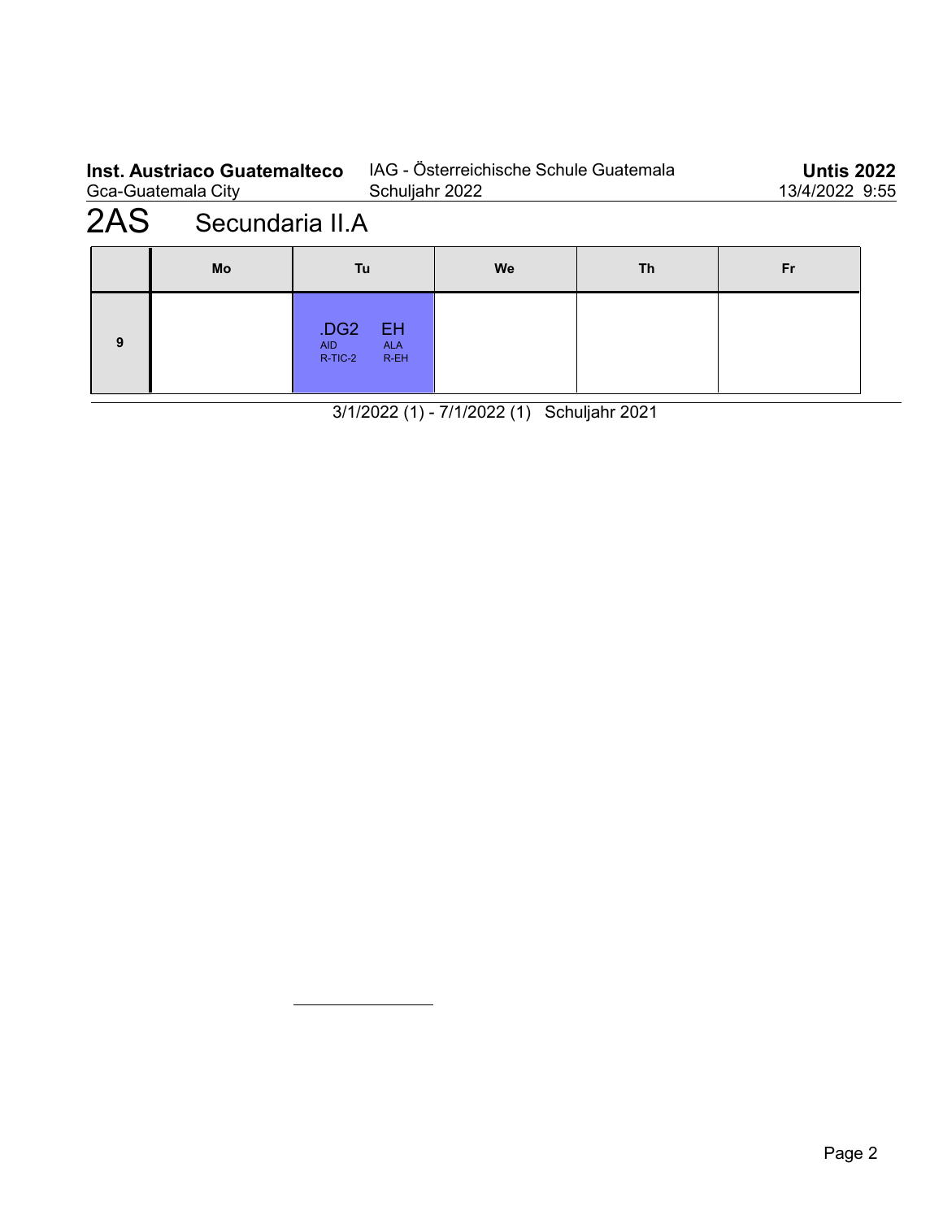**Inst. Austriaco Guatemalteco** IAG - Österreichische Schule Guatemala **Untis 2022**
Gca-Guatemala City Schuljahr 2022 13/4/2022 9:55

# 2AS Secundaria II.A

| | Mo | Tu | We | Th | Fr |
|---|---|---|---|---|---|
| 9 | | .DG2 AID R-TIC-2 / EH ALA R-EH | | | |

3/1/2022 (1) - 7/1/2022 (1) Schuljahr 2021